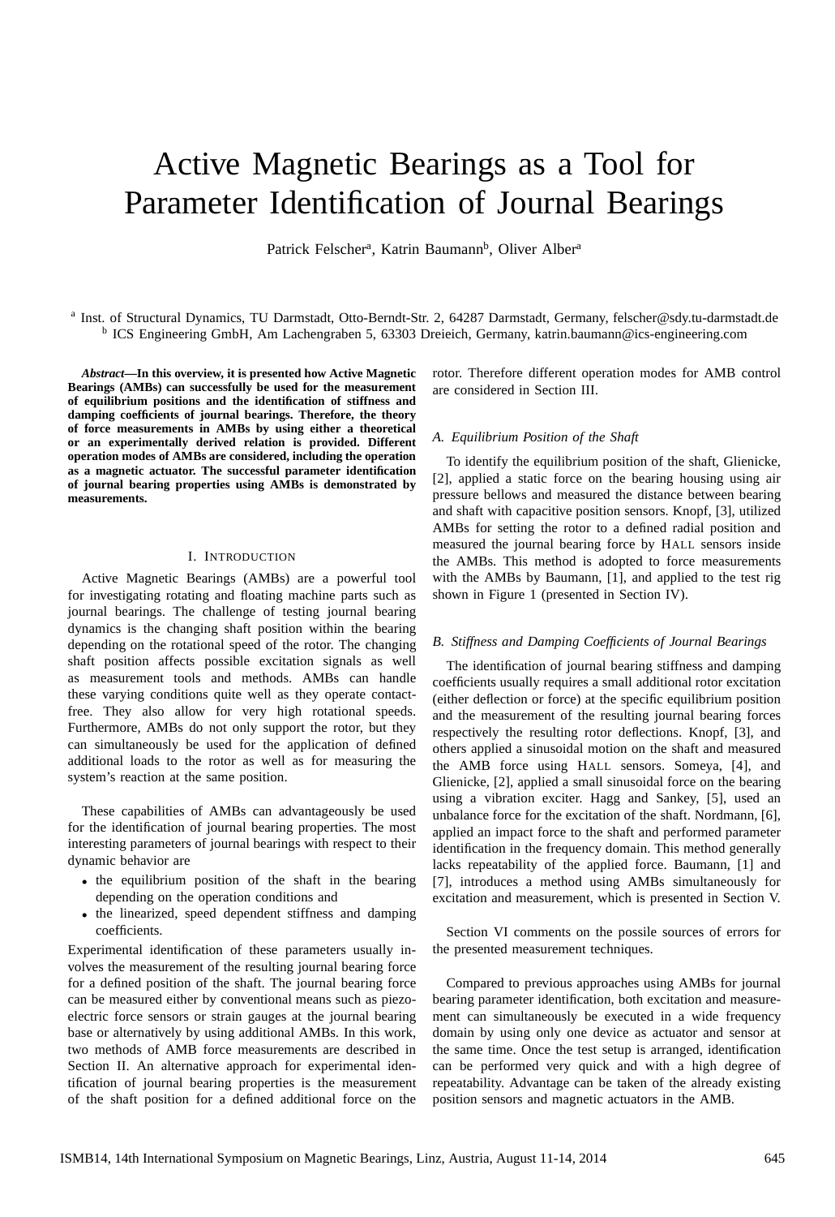# Active Magnetic Bearings as a Tool for Parameter Identification of Journal Bearings

Patrick Felscher[a], Katrin Baumann[b], Oliver Alber[a]

[a] Inst. of Structural Dynamics, TU Darmstadt, Otto-Berndt-Str. 2, 64287 Darmstadt, Germany, felscher@sdy.tu-darmstadt.de
[b] ICS Engineering GmbH, Am Lachengraben 5, 63303 Dreieich, Germany, katrin.baumann@ics-engineering.com

***Abstract*—In this overview, it is presented how Active Magnetic Bearings (AMBs) can successfully be used for the measurement of equilibrium positions and the identification of stiffness and damping coefficients of journal bearings. Therefore, the theory of force measurements in AMBs by using either a theoretical or an experimentally derived relation is provided. Different operation modes of AMBs are considered, including the operation as a magnetic actuator. The successful parameter identification of journal bearing properties using AMBs is demonstrated by measurements.**

## I. Introduction

Active Magnetic Bearings (AMBs) are a powerful tool for investigating rotating and floating machine parts such as journal bearings. The challenge of testing journal bearing dynamics is the changing shaft position within the bearing depending on the rotational speed of the rotor. The changing shaft position affects possible excitation signals as well as measurement tools and methods. AMBs can handle these varying conditions quite well as they operate contact-free. They also allow for very high rotational speeds. Furthermore, AMBs do not only support the rotor, but they can simultaneously be used for the application of defined additional loads to the rotor as well as for measuring the system's reaction at the same position.

These capabilities of AMBs can advantageously be used for the identification of journal bearing properties. The most interesting parameters of journal bearings with respect to their dynamic behavior are

- the equilibrium position of the shaft in the bearing depending on the operation conditions and
- the linearized, speed dependent stiffness and damping coefficients.

Experimental identification of these parameters usually involves the measurement of the resulting journal bearing force for a defined position of the shaft. The journal bearing force can be measured either by conventional means such as piezo-electric force sensors or strain gauges at the journal bearing base or alternatively by using additional AMBs. In this work, two methods of AMB force measurements are described in Section II. An alternative approach for experimental identification of journal bearing properties is the measurement of the shaft position for a defined additional force on the rotor. Therefore different operation modes for AMB control are considered in Section III.

### A. Equilibrium Position of the Shaft

To identify the equilibrium position of the shaft, Glienicke, [2], applied a static force on the bearing housing using air pressure bellows and measured the distance between bearing and shaft with capacitive position sensors. Knopf, [3], utilized AMBs for setting the rotor to a defined radial position and measured the journal bearing force by HALL sensors inside the AMBs. This method is adopted to force measurements with the AMBs by Baumann, [1], and applied to the test rig shown in Figure 1 (presented in Section IV).

### B. Stiffness and Damping Coefficients of Journal Bearings

The identification of journal bearing stiffness and damping coefficients usually requires a small additional rotor excitation (either deflection or force) at the specific equilibrium position and the measurement of the resulting journal bearing forces respectively the resulting rotor deflections. Knopf, [3], and others applied a sinusoidal motion on the shaft and measured the AMB force using HALL sensors. Someya, [4], and Glienicke, [2], applied a small sinusoidal force on the bearing using a vibration exciter. Hagg and Sankey, [5], used an unbalance force for the excitation of the shaft. Nordmann, [6], applied an impact force to the shaft and performed parameter identification in the frequency domain. This method generally lacks repeatability of the applied force. Baumann, [1] and [7], introduces a method using AMBs simultaneously for excitation and measurement, which is presented in Section V.

Section VI comments on the possile sources of errors for the presented measurement techniques.

Compared to previous approaches using AMBs for journal bearing parameter identification, both excitation and measurement can simultaneously be executed in a wide frequency domain by using only one device as actuator and sensor at the same time. Once the test setup is arranged, identification can be performed very quick and with a high degree of repeatability. Advantage can be taken of the already existing position sensors and magnetic actuators in the AMB.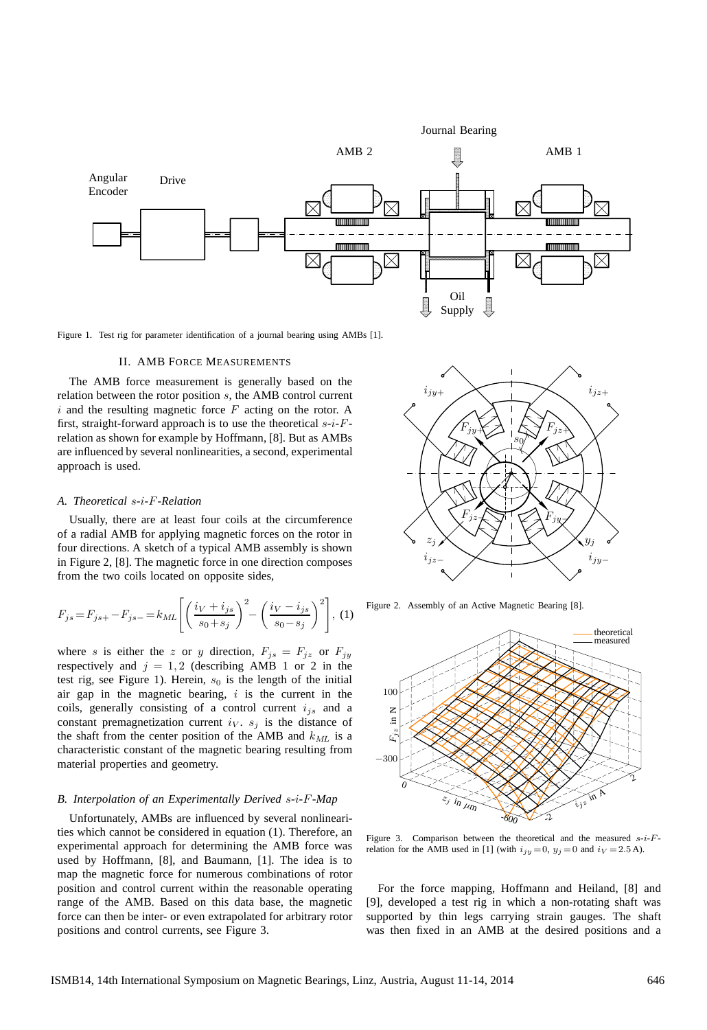Figure 1. Test rig for parameter identification of a journal bearing using AMBs [1].

## II. AMB Force Measurements

The AMB force measurement is generally based on the relation between the rotor position $s$, the AMB control current $i$ and the resulting magnetic force $F$ acting on the rotor. A first, straight-forward approach is to use the theoretical $s$-$i$-$F$-relation as shown for example by Hoffmann, [8]. But as AMBs are influenced by several nonlinearities, a second, experimental approach is used.

### *A. Theoretical $s$-$i$-$F$-Relation*

Usually, there are at least four coils at the circumference of a radial AMB for applying magnetic forces on the rotor in four directions. A sketch of a typical AMB assembly is shown in Figure 2, [8]. The magnetic force in one direction composes from the two coils located on opposite sides,

$$F_{js} = F_{js+} - F_{js-} = k_{ML}\left[\left(\frac{i_V + i_{js}}{s_0 + s_j}\right)^2 - \left(\frac{i_V - i_{js}}{s_0 - s_j}\right)^2\right], \quad (1)$$

where $s$ is either the $z$ or $y$ direction, $F_{js} = F_{jz}$ or $F_{jy}$ respectively and $j = 1, 2$ (describing AMB 1 or 2 in the test rig, see Figure 1). Herein, $s_0$ is the length of the initial air gap in the magnetic bearing, $i$ is the current in the coils, generally consisting of a control current $i_{js}$ and a constant premagnetization current $i_V$. $s_j$ is the distance of the shaft from the center position of the AMB and $k_{ML}$ is a characteristic constant of the magnetic bearing resulting from material properties and geometry.

Figure 2. Assembly of an Active Magnetic Bearing [8].

### *B. Interpolation of an Experimentally Derived $s$-$i$-$F$-Map*

Unfortunately, AMBs are influenced by several nonlinearities which cannot be considered in equation (1). Therefore, an experimental approach for determining the AMB force was used by Hoffmann, [8], and Baumann, [1]. The idea is to map the magnetic force for numerous combinations of rotor position and control current within the reasonable operating range of the AMB. Based on this data base, the magnetic force can then be inter- or even extrapolated for arbitrary rotor positions and control currents, see Figure 3.

Figure 3. Comparison between the theoretical and the measured $s$-$i$-$F$-relation for the AMB used in [1] (with $i_{jy} = 0$, $y_j = 0$ and $i_V = 2.5$ A).

For the force mapping, Hoffmann and Heiland, [8] and [9], developed a test rig in which a non-rotating shaft was supported by thin legs carrying strain gauges. The shaft was then fixed in an AMB at the desired positions and a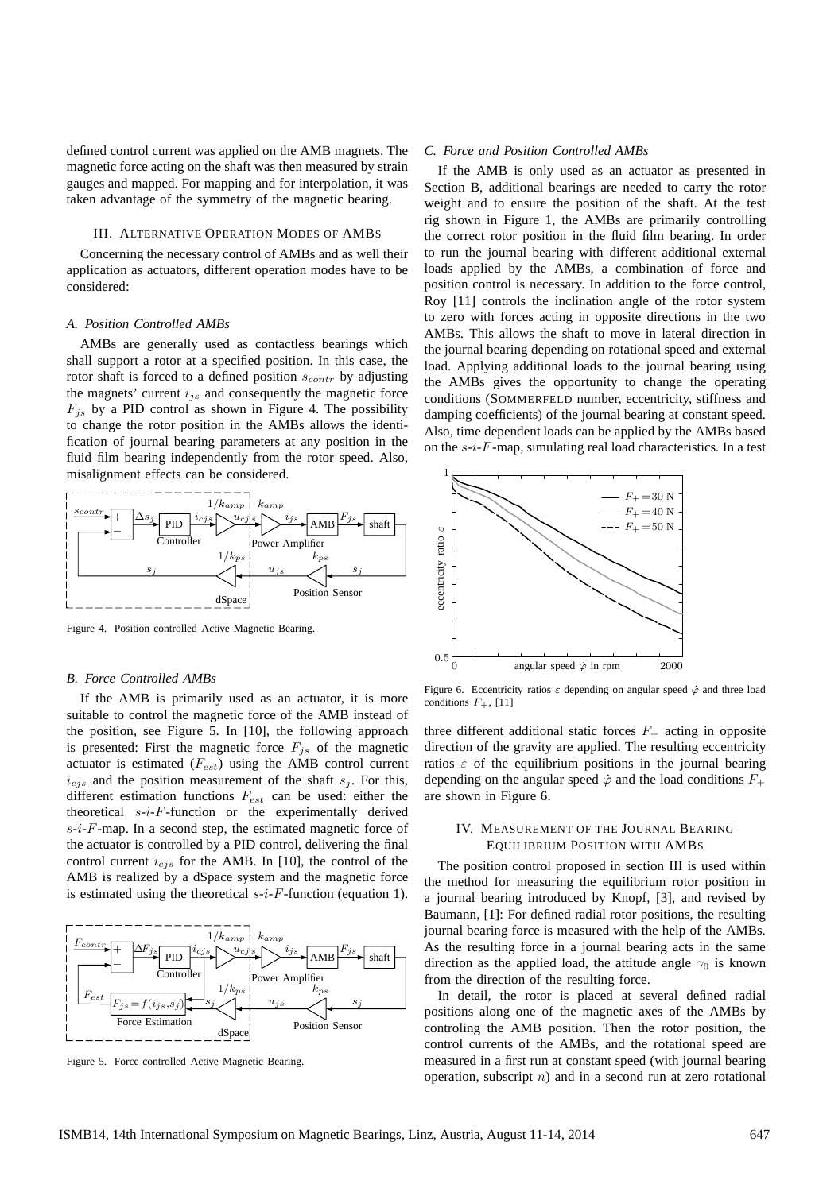defined control current was applied on the AMB magnets. The magnetic force acting on the shaft was then measured by strain gauges and mapped. For mapping and for interpolation, it was taken advantage of the symmetry of the magnetic bearing.

## III. Alternative Operation Modes of AMBs

Concerning the necessary control of AMBs and as well their application as actuators, different operation modes have to be considered:

### A. Position Controlled AMBs

AMBs are generally used as contactless bearings which shall support a rotor at a specified position. In this case, the rotor shaft is forced to a defined position $s_{contr}$ by adjusting the magnets' current $i_{js}$ and consequently the magnetic force $F_{js}$ by a PID control as shown in Figure 4. The possibility to change the rotor position in the AMBs allows the identification of journal bearing parameters at any position in the fluid film bearing independently from the rotor speed. Also, misalignment effects can be considered.

Figure 4. Position controlled Active Magnetic Bearing.

### B. Force Controlled AMBs

If the AMB is primarily used as an actuator, it is more suitable to control the magnetic force of the AMB instead of the position, see Figure 5. In [10], the following approach is presented: First the magnetic force $F_{js}$ of the magnetic actuator is estimated ($F_{est}$) using the AMB control current $i_{cjs}$ and the position measurement of the shaft $s_j$. For this, different estimation functions $F_{est}$ can be used: either the theoretical $s$-$i$-$F$-function or the experimentally derived $s$-$i$-$F$-map. In a second step, the estimated magnetic force of the actuator is controlled by a PID control, delivering the final control current $i_{cjs}$ for the AMB. In [10], the control of the AMB is realized by a dSpace system and the magnetic force is estimated using the theoretical $s$-$i$-$F$-function (equation 1).

Figure 5. Force controlled Active Magnetic Bearing.

### C. Force and Position Controlled AMBs

If the AMB is only used as an actuator as presented in Section B, additional bearings are needed to carry the rotor weight and to ensure the position of the shaft. At the test rig shown in Figure 1, the AMBs are primarily controlling the correct rotor position in the fluid film bearing. In order to run the journal bearing with different additional external loads applied by the AMBs, a combination of force and position control is necessary. In addition to the force control, Roy [11] controls the inclination angle of the rotor system to zero with forces acting in opposite directions in the two AMBs. This allows the shaft to move in lateral direction in the journal bearing depending on rotational speed and external load. Applying additional loads to the journal bearing using the AMBs gives the opportunity to change the operating conditions (SOMMERFELD number, eccentricity, stiffness and damping coefficients) of the journal bearing at constant speed. Also, time dependent loads can be applied by the AMBs based on the $s$-$i$-$F$-map, simulating real load characteristics. In a test three different additional static forces $F_+$ acting in opposite direction of the gravity are applied. The resulting eccentricity ratios $\varepsilon$ of the equilibrium positions in the journal bearing depending on the angular speed $\dot{\varphi}$ and the load conditions $F_+$ are shown in Figure 6.

Figure 6. Eccentricity ratios $\varepsilon$ depending on angular speed $\dot{\varphi}$ and three load conditions $F_+$, [11]

## IV. Measurement of the Journal Bearing Equilibrium Position with AMBs

The position control proposed in section III is used within the method for measuring the equilibrium rotor position in a journal bearing introduced by Knopf, [3], and revised by Baumann, [1]: For defined radial rotor positions, the resulting journal bearing force is measured with the help of the AMBs. As the resulting force in a journal bearing acts in the same direction as the applied load, the attitude angle $\gamma_0$ is known from the direction of the resulting force.

In detail, the rotor is placed at several defined radial positions along one of the magnetic axes of the AMBs by controling the AMB position. Then the rotor position, the control currents of the AMBs, and the rotational speed are measured in a first run at constant speed (with journal bearing operation, subscript $n$) and in a second run at zero rotational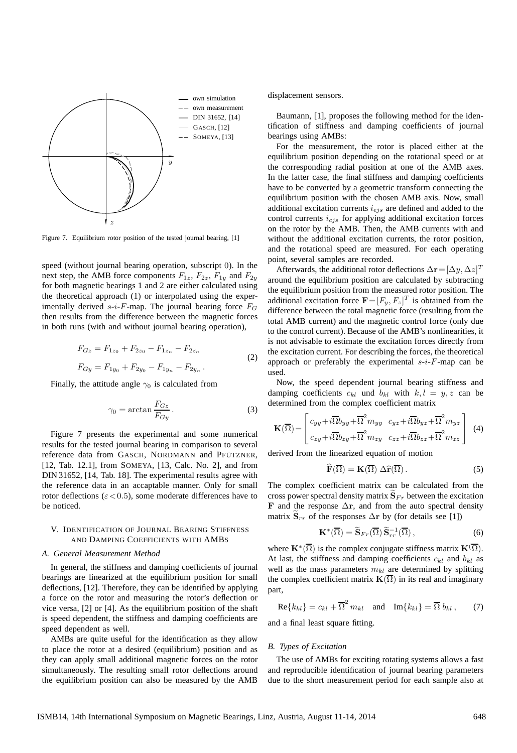Figure 7. Equilibrium rotor position of the tested journal bearing, [1]

speed (without journal bearing operation, subscript 0). In the next step, the AMB force components $F_{1z}$, $F_{2z}$, $F_{1y}$ and $F_{2y}$ for both magnetic bearings 1 and 2 are either calculated using the theoretical approach (1) or interpolated using the experimentally derived $s$-$i$-$F$-map. The journal bearing force $F_G$ then results from the difference between the magnetic forces in both runs (with and without journal bearing operation),

$$
\begin{aligned}
F_{Gz} &= F_{1z_0} + F_{2z_0} - F_{1z_n} - F_{2z_n} \\
F_{Gy} &= F_{1y_0} + F_{2y_0} - F_{1y_n} - F_{2y_n} \, .
\end{aligned}
\tag{2}
$$

Finally, the attitude angle $\gamma_0$ is calculated from

$$
\gamma_0 = \arctan \frac{F_{Gz}}{F_{Gy}} \, . \tag{3}
$$

Figure 7 presents the experimental and some numerical results for the tested journal bearing in comparison to several reference data from GASCH, NORDMANN and PFÜTZNER, [12, Tab. 12.1], from SOMEYA, [13, Calc. No. 2], and from DIN 31652, [14, Tab. 18]. The experimental results agree with the reference data in an accaptable manner. Only for small rotor deflections ($\varepsilon < 0.5$), some moderate differences have to be noticed.

## V. Identification of Journal Bearing Stiffness and Damping Coefficients with AMBs

### A. General Measurement Method

In general, the stiffness and damping coefficients of journal bearings are linearized at the equilibrium position for small deflections, [12]. Therefore, they can be identified by applying a force on the rotor and measuring the rotor's deflection or vice versa, [2] or [4]. As the equilibrium position of the shaft is speed dependent, the stiffness and damping coefficients are speed dependent as well.

AMBs are quite useful for the identification as they allow to place the rotor at a desired (equilibrium) position and as they can apply small additional magnetic forces on the rotor simultaneously. The resulting small rotor deflections around the equilibrium position can also be measured by the AMB displacement sensors.

Baumann, [1], proposes the following method for the identification of stiffness and damping coefficients of journal bearings using AMBs:

For the measurement, the rotor is placed either at the equilibrium position depending on the rotational speed or at the corresponding radial position at one of the AMB axes. In the latter case, the final stiffness and damping coefficients have to be converted by a geometric transform connecting the equilibrium position with the chosen AMB axis. Now, small additional excitation currents $i_{ejs}$ are defined and added to the control currents $i_{cjs}$ for applying additional excitation forces on the rotor by the AMB. Then, the AMB currents with and without the additional excitation currents, the rotor position, and the rotational speed are measured. For each operating point, several samples are recorded.

Afterwards, the additional rotor deflections $\Delta\mathbf{r} = [\Delta y, \Delta z]^T$ around the equilibrium position are calculated by subtracting the equilibrium position from the measured rotor position. The additional excitation force $\mathbf{F} = [F_y, F_z]^T$ is obtained from the difference between the total magnetic force (resulting from the total AMB current) and the magnetic control force (only due to the control current). Because of the AMB's nonlinearities, it is not advisable to estimate the excitation forces directly from the excitation current. For describing the forces, the theoretical approach or preferably the experimental $s$-$i$-$F$-map can be used.

Now, the speed dependent journal bearing stiffness and damping coefficients $c_{kl}$ und $b_{kl}$ with $k, l = y, z$ can be determined from the complex coefficient matrix

$$
\mathbf{K}(\overline{\Omega}) = \begin{bmatrix} c_{yy} + i\overline{\Omega} b_{yy} + \overline{\Omega}^2 m_{yy} & c_{yz} + i\overline{\Omega} b_{yz} + \overline{\Omega}^2 m_{yz} \\ c_{zy} + i\overline{\Omega} b_{zy} + \overline{\Omega}^2 m_{zy} & c_{zz} + i\overline{\Omega} b_{zz} + \overline{\Omega}^2 m_{zz} \end{bmatrix} \tag{4}
$$

derived from the linearized equation of motion

$$
\widehat{\mathbf{F}}(\overline{\Omega}) = \mathbf{K}(\overline{\Omega}) \, \Delta\widehat{\mathbf{r}}(\overline{\Omega}) \, . \tag{5}
$$

The complex coefficient matrix can be calculated from the cross power spectral density matrix $\widetilde{\mathbf{S}}_{Fr}$ between the excitation $\mathbf{F}$ and the response $\Delta\mathbf{r}$, and from the auto spectral density matrix $\widetilde{\mathbf{S}}_{rr}$ of the responses $\Delta\mathbf{r}$ by (for details see [1])

$$
\mathbf{K}^*(\overline{\Omega}) = \widetilde{\mathbf{S}}_{Fr}(\overline{\Omega}) \, \widetilde{\mathbf{S}}_{rr}^{-1}(\overline{\Omega}) \, , \tag{6}
$$

where $\mathbf{K}^*(\overline{\Omega})$ is the complex conjugate stiffness matrix $\mathbf{K}(\overline{\Omega})$. At last, the stiffness and damping coefficients $c_{kl}$ and $b_{kl}$ as well as the mass parameters $m_{kl}$ are determined by splitting the complex coefficient matrix $\mathbf{K}(\overline{\Omega})$ in its real and imaginary part,

$$
\operatorname{Re}\{k_{kl}\} = c_{kl} + \overline{\Omega}^2 \, m_{kl} \quad \text{and} \quad \operatorname{Im}\{k_{kl}\} = \overline{\Omega} \, b_{kl} \, , \tag{7}
$$

and a final least square fitting.

### B. Types of Excitation

The use of AMBs for exciting rotating systems allows a fast and reproducible identification of journal bearing parameters due to the short measurement period for each sample also at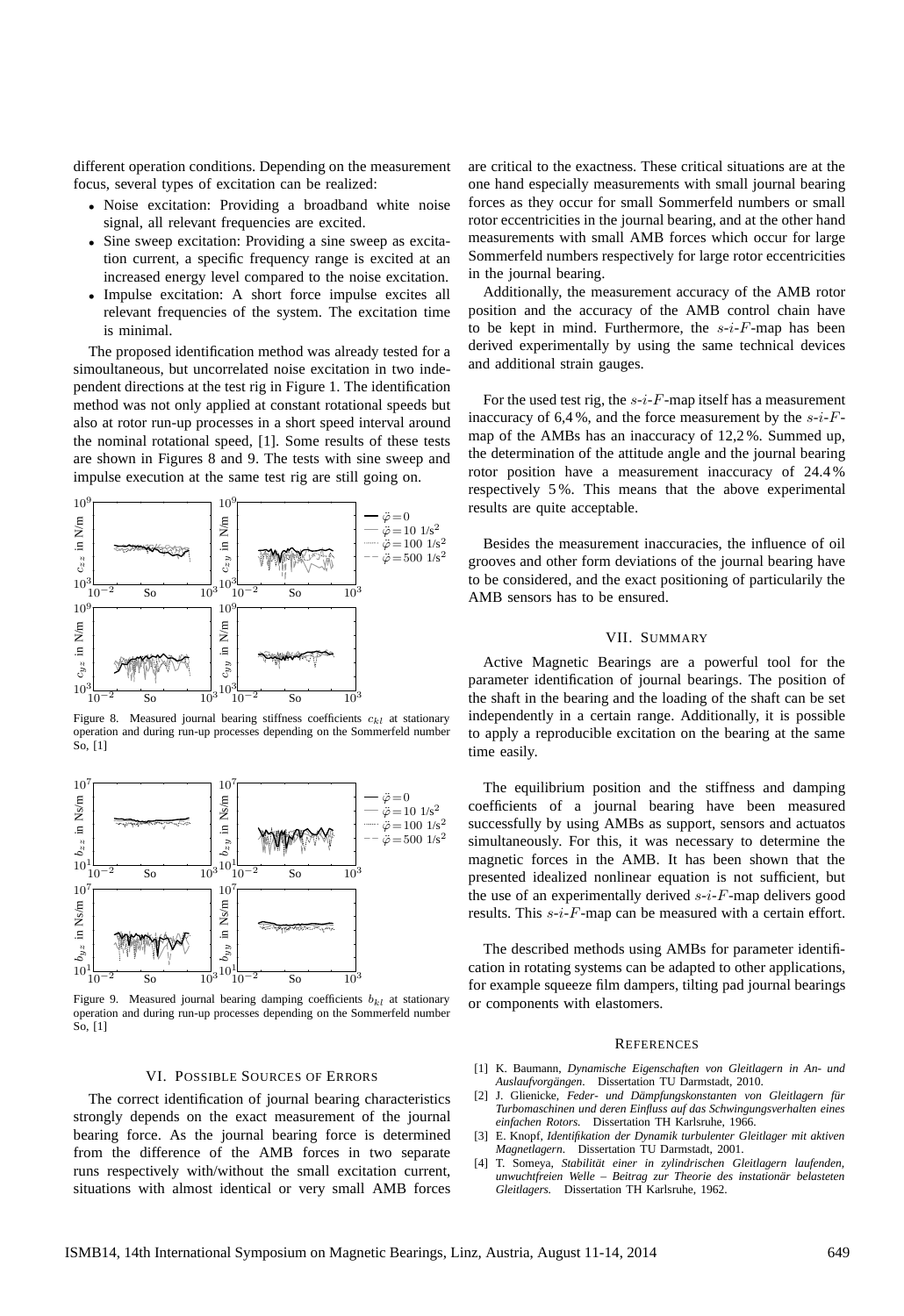different operation conditions. Depending on the measurement focus, several types of excitation can be realized:

- Noise excitation: Providing a broadband white noise signal, all relevant frequencies are excited.
- Sine sweep excitation: Providing a sine sweep as excitation current, a specific frequency range is excited at an increased energy level compared to the noise excitation.
- Impulse excitation: A short force impulse excites all relevant frequencies of the system. The excitation time is minimal.

The proposed identification method was already tested for a simoultaneous, but uncorrelated noise excitation in two independent directions at the test rig in Figure 1. The identification method was not only applied at constant rotational speeds but also at rotor run-up processes in a short speed interval around the nominal rotational speed, [1]. Some results of these tests are shown in Figures 8 and 9. The tests with sine sweep and impulse execution at the same test rig are still going on.

Figure 8. Measured journal bearing stiffness coefficients $c_{kl}$ at stationary operation and during run-up processes depending on the Sommerfeld number So, [1]

Figure 9. Measured journal bearing damping coefficients $b_{kl}$ at stationary operation and during run-up processes depending on the Sommerfeld number So, [1]

## VI. Possible Sources of Errors

The correct identification of journal bearing characteristics strongly depends on the exact measurement of the journal bearing force. As the journal bearing force is determined from the difference of the AMB forces in two separate runs respectively with/without the small excitation current, situations with almost identical or very small AMB forces are critical to the exactness. These critical situations are at the one hand especially measurements with small journal bearing forces as they occur for small Sommerfeld numbers or small rotor eccentricities in the journal bearing, and at the other hand measurements with small AMB forces which occur for large Sommerfeld numbers respectively for large rotor eccentricities in the journal bearing.

Additionally, the measurement accuracy of the AMB rotor position and the accuracy of the AMB control chain have to be kept in mind. Furthermore, the $s$-$i$-$F$-map has been derived experimentally by using the same technical devices and additional strain gauges.

For the used test rig, the $s$-$i$-$F$-map itself has a measurement inaccuracy of 6,4 %, and the force measurement by the $s$-$i$-$F$-map of the AMBs has an inaccuracy of 12,2 %. Summed up, the determination of the attitude angle and the journal bearing rotor position have a measurement inaccuracy of 24.4 % respectively 5 %. This means that the above experimental results are quite acceptable.

Besides the measurement inaccuracies, the influence of oil grooves and other form deviations of the journal bearing have to be considered, and the exact positioning of particularily the AMB sensors has to be ensured.

## VII. Summary

Active Magnetic Bearings are a powerful tool for the parameter identification of journal bearings. The position of the shaft in the bearing and the loading of the shaft can be set independently in a certain range. Additionally, it is possible to apply a reproducible excitation on the bearing at the same time easily.

The equilibrium position and the stiffness and damping coefficients of a journal bearing have been measured successfully by using AMBs as support, sensors and actuatos simultaneously. For this, it was necessary to determine the magnetic forces in the AMB. It has been shown that the presented idealized nonlinear equation is not sufficient, but the use of an experimentally derived $s$-$i$-$F$-map delivers good results. This $s$-$i$-$F$-map can be measured with a certain effort.

The described methods using AMBs for parameter identification in rotating systems can be adapted to other applications, for example squeeze film dampers, tilting pad journal bearings or components with elastomers.

## References

[1] K. Baumann, *Dynamische Eigenschaften von Gleitlagern in An- und Auslaufvorgängen*. Dissertation TU Darmstadt, 2010.

[2] J. Glienicke, *Feder- und Dämpfungskonstanten von Gleitlagern für Turbomaschinen und deren Einfluss auf das Schwingungsverhalten eines einfachen Rotors.* Dissertation TH Karlsruhe, 1966.

[3] E. Knopf, *Identifikation der Dynamik turbulenter Gleitlager mit aktiven Magnetlagern*. Dissertation TU Darmstadt, 2001.

[4] T. Someya, *Stabilität einer in zylindrischen Gleitlagern laufenden, unwuchtfreien Welle – Beitrag zur Theorie des instationär belasteten Gleitlagers.* Dissertation TH Karlsruhe, 1962.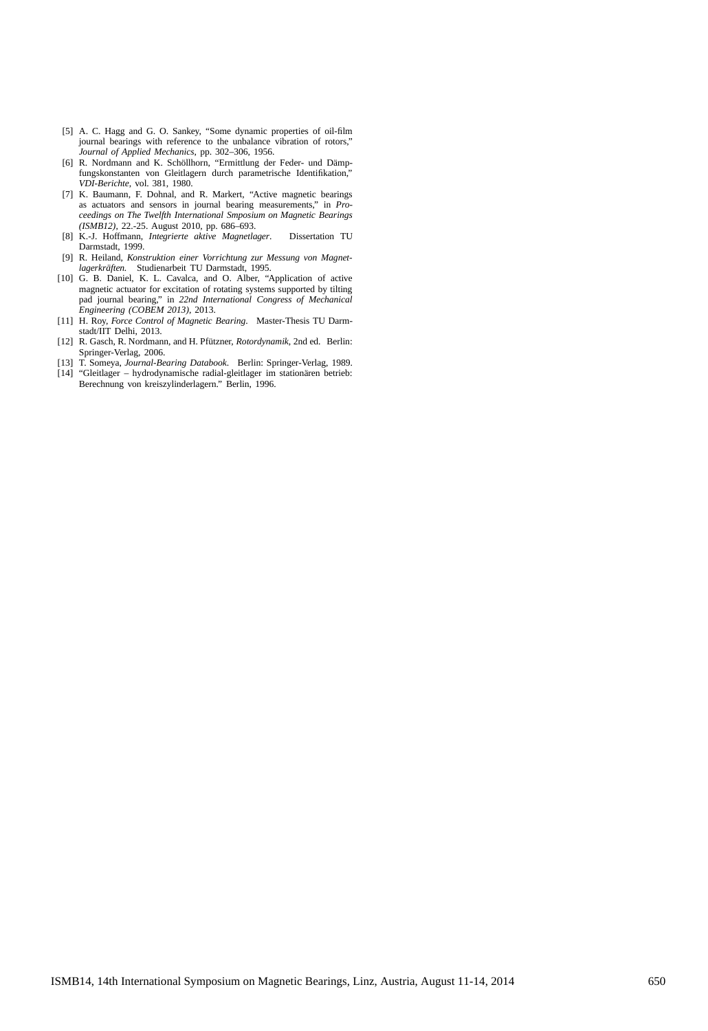[5] A. C. Hagg and G. O. Sankey, "Some dynamic properties of oil-film journal bearings with reference to the unbalance vibration of rotors," *Journal of Applied Mechanics*, pp. 302–306, 1956.

[6] R. Nordmann and K. Schöllhorn, "Ermittlung der Feder- und Dämpfungskonstanten von Gleitlagern durch parametrische Identifikation," *VDI-Berichte*, vol. 381, 1980.

[7] K. Baumann, F. Dohnal, and R. Markert, "Active magnetic bearings as actuators and sensors in journal bearing measurements," in *Proceedings on The Twelfth International Smposium on Magnetic Bearings (ISMB12)*, 22.-25. August 2010, pp. 686–693.

[8] K.-J. Hoffmann, *Integrierte aktive Magnetlager*. Dissertation TU Darmstadt, 1999.

[9] R. Heiland, *Konstruktion einer Vorrichtung zur Messung von Magnetlagerkräften.* Studienarbeit TU Darmstadt, 1995.

[10] G. B. Daniel, K. L. Cavalca, and O. Alber, "Application of active magnetic actuator for excitation of rotating systems supported by tilting pad journal bearing," in *22nd International Congress of Mechanical Engineering (COBEM 2013)*, 2013.

[11] H. Roy, *Force Control of Magnetic Bearing*. Master-Thesis TU Darmstadt/IIT Delhi, 2013.

[12] R. Gasch, R. Nordmann, and H. Pfützner, *Rotordynamik*, 2nd ed. Berlin: Springer-Verlag, 2006.

[13] T. Someya, *Journal-Bearing Databook*. Berlin: Springer-Verlag, 1989.

[14] "Gleitlager – hydrodynamische radial-gleitlager im stationären betrieb: Berechnung von kreiszylinderlagern." Berlin, 1996.